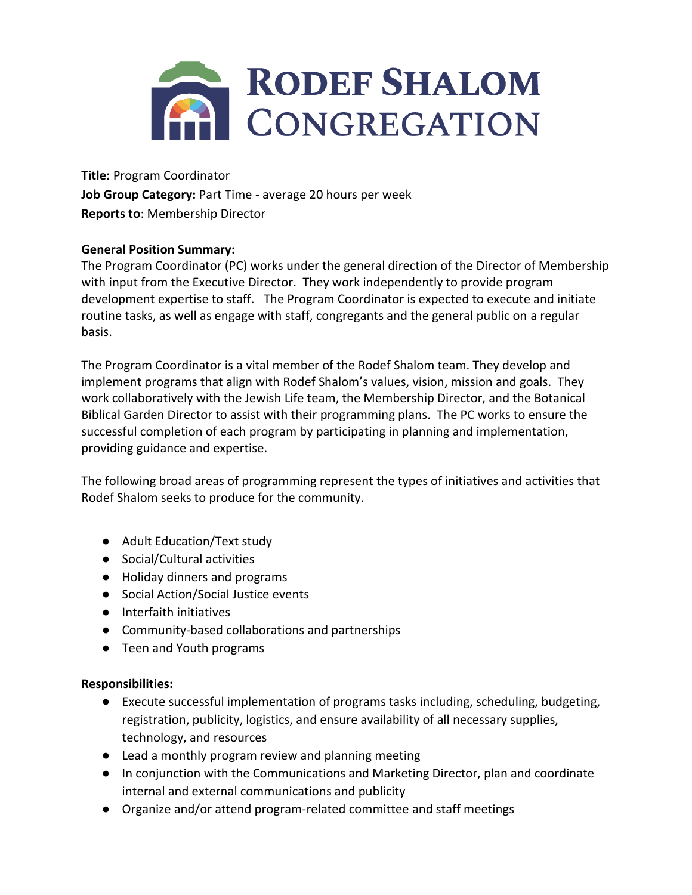# Rodef Shalom Congregation

**Title:** Program Coordinator
**Job Group Category:** Part Time - average 20 hours per week
**Reports to**: Membership Director

**General Position Summary:**
The Program Coordinator (PC) works under the general direction of the Director of Membership with input from the Executive Director. They work independently to provide program development expertise to staff. The Program Coordinator is expected to execute and initiate routine tasks, as well as engage with staff, congregants and the general public on a regular basis.

The Program Coordinator is a vital member of the Rodef Shalom team. They develop and implement programs that align with Rodef Shalom's values, vision, mission and goals. They work collaboratively with the Jewish Life team, the Membership Director, and the Botanical Biblical Garden Director to assist with their programming plans. The PC works to ensure the successful completion of each program by participating in planning and implementation, providing guidance and expertise.

The following broad areas of programming represent the types of initiatives and activities that Rodef Shalom seeks to produce for the community.

- Adult Education/Text study
- Social/Cultural activities
- Holiday dinners and programs
- Social Action/Social Justice events
- Interfaith initiatives
- Community-based collaborations and partnerships
- Teen and Youth programs

**Responsibilities:**

- Execute successful implementation of programs tasks including, scheduling, budgeting, registration, publicity, logistics, and ensure availability of all necessary supplies, technology, and resources
- Lead a monthly program review and planning meeting
- In conjunction with the Communications and Marketing Director, plan and coordinate internal and external communications and publicity
- Organize and/or attend program-related committee and staff meetings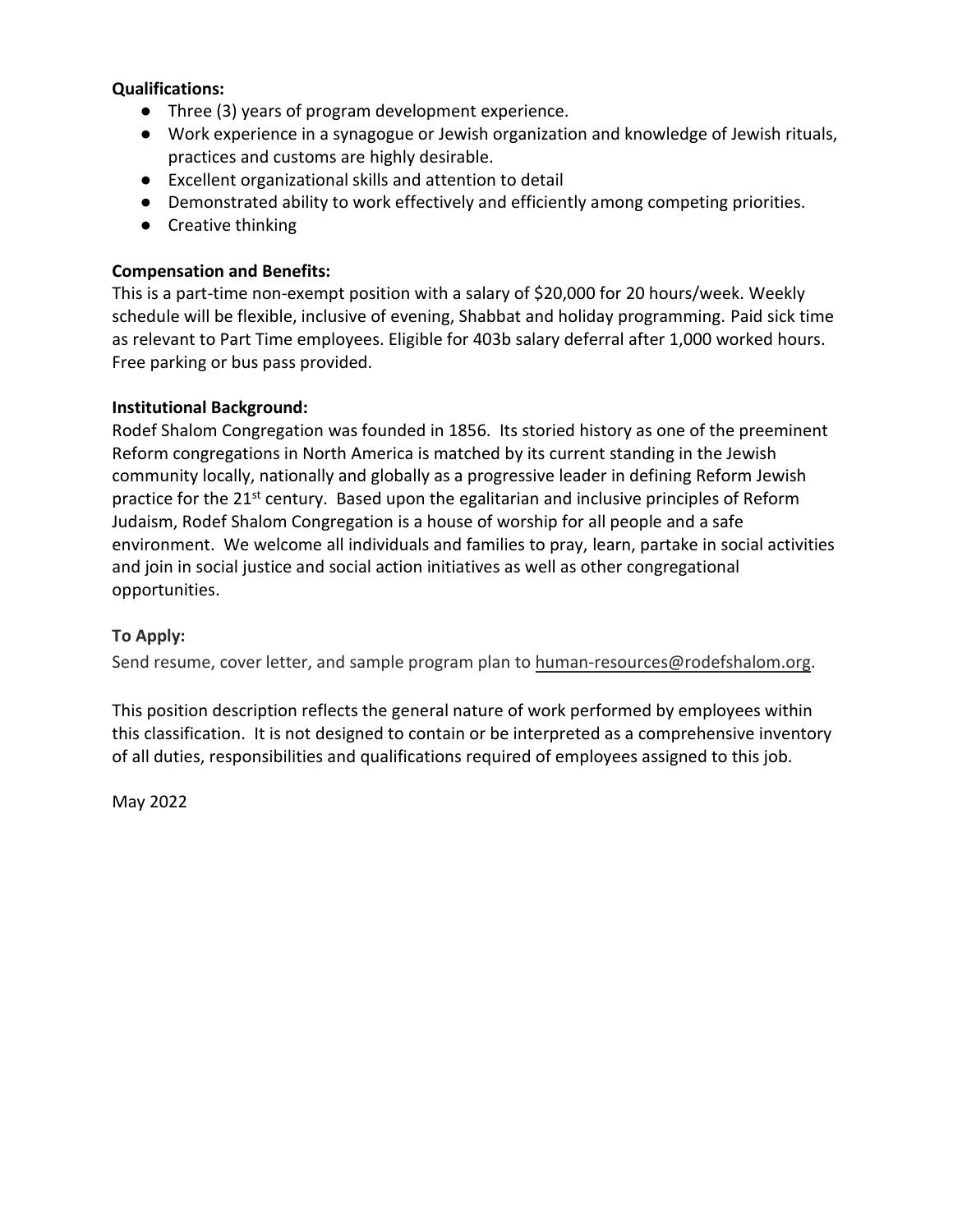**Qualifications:**

- Three (3) years of program development experience.
- Work experience in a synagogue or Jewish organization and knowledge of Jewish rituals, practices and customs are highly desirable.
- Excellent organizational skills and attention to detail
- Demonstrated ability to work effectively and efficiently among competing priorities.
- Creative thinking

**Compensation and Benefits:**

This is a part-time non-exempt position with a salary of $20,000 for 20 hours/week. Weekly schedule will be flexible, inclusive of evening, Shabbat and holiday programming. Paid sick time as relevant to Part Time employees. Eligible for 403b salary deferral after 1,000 worked hours. Free parking or bus pass provided.

**Institutional Background:**

Rodef Shalom Congregation was founded in 1856. Its storied history as one of the preeminent Reform congregations in North America is matched by its current standing in the Jewish community locally, nationally and globally as a progressive leader in defining Reform Jewish practice for the 21st century. Based upon the egalitarian and inclusive principles of Reform Judaism, Rodef Shalom Congregation is a house of worship for all people and a safe environment. We welcome all individuals and families to pray, learn, partake in social activities and join in social justice and social action initiatives as well as other congregational opportunities.

**To Apply:**

Send resume, cover letter, and sample program plan to human-resources@rodefshalom.org.

This position description reflects the general nature of work performed by employees within this classification. It is not designed to contain or be interpreted as a comprehensive inventory of all duties, responsibilities and qualifications required of employees assigned to this job.

May 2022